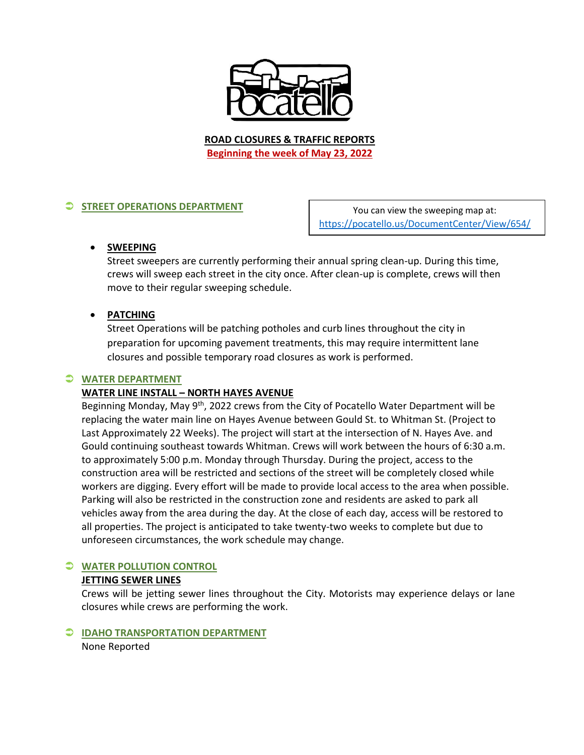# ROAD CLOSURES & TRAFFIC REPORTS

**Beginning the week of May 23, 2022**

## STREET OPERATIONS DEPARTMENT

You can view the sweeping map at: https://pocatello.us/DocumentCenter/View/654/

- **SWEEPING**
  Street sweepers are currently performing their annual spring clean-up. During this time, crews will sweep each street in the city once. After clean-up is complete, crews will then move to their regular sweeping schedule.

- **PATCHING**
  Street Operations will be patching potholes and curb lines throughout the city in preparation for upcoming pavement treatments, this may require intermittent lane closures and possible temporary road closures as work is performed.

## WATER DEPARTMENT

### WATER LINE INSTALL – NORTH HAYES AVENUE

Beginning Monday, May 9th, 2022 crews from the City of Pocatello Water Department will be replacing the water main line on Hayes Avenue between Gould St. to Whitman St. (Project to Last Approximately 22 Weeks). The project will start at the intersection of N. Hayes Ave. and Gould continuing southeast towards Whitman. Crews will work between the hours of 6:30 a.m. to approximately 5:00 p.m. Monday through Thursday. During the project, access to the construction area will be restricted and sections of the street will be completely closed while workers are digging. Every effort will be made to provide local access to the area when possible. Parking will also be restricted in the construction zone and residents are asked to park all vehicles away from the area during the day. At the close of each day, access will be restored to all properties. The project is anticipated to take twenty-two weeks to complete but due to unforeseen circumstances, the work schedule may change.

## WATER POLLUTION CONTROL

### JETTING SEWER LINES

Crews will be jetting sewer lines throughout the City. Motorists may experience delays or lane closures while crews are performing the work.

## IDAHO TRANSPORTATION DEPARTMENT

None Reported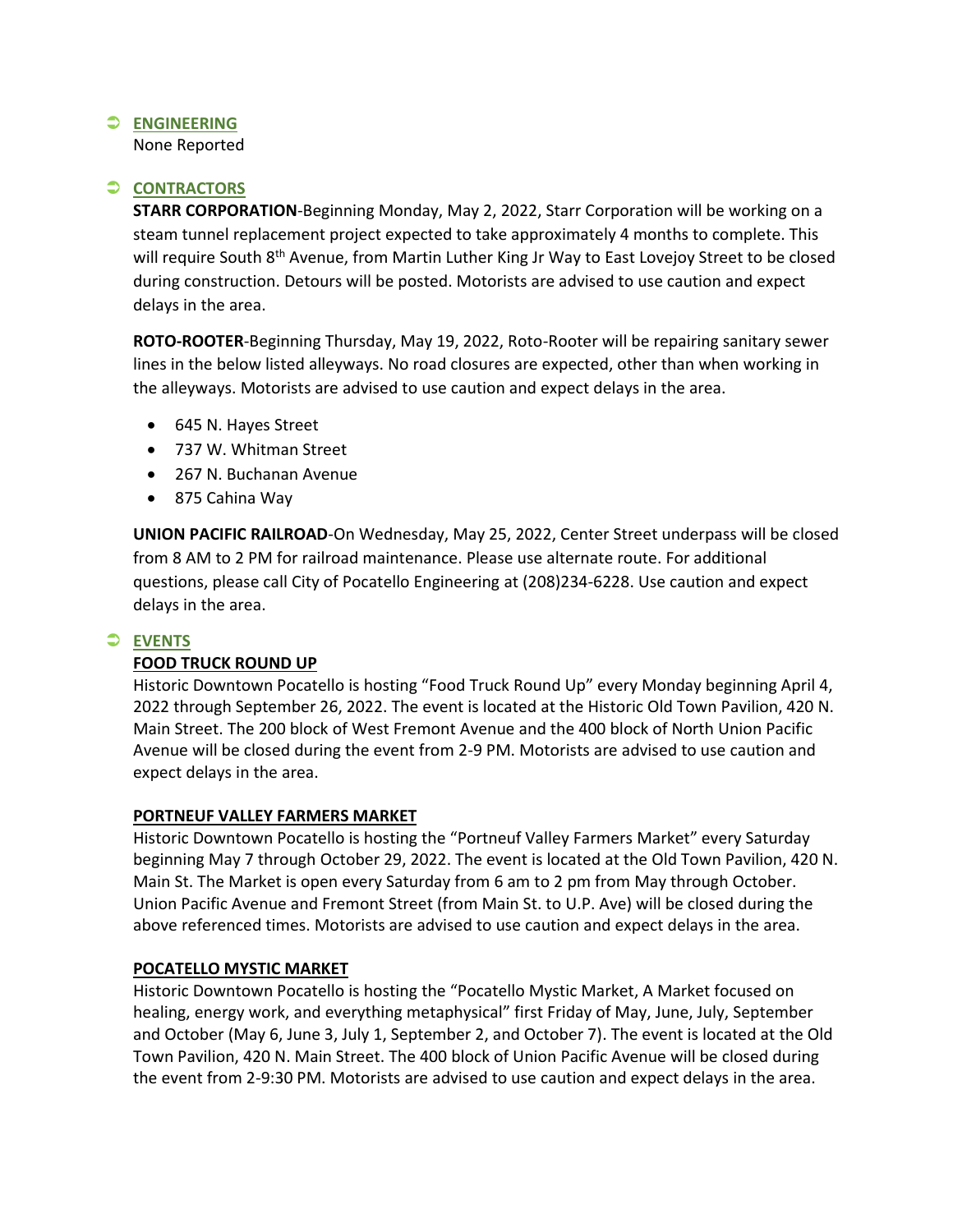## ENGINEERING

None Reported

## CONTRACTORS

**STARR CORPORATION**-Beginning Monday, May 2, 2022, Starr Corporation will be working on a steam tunnel replacement project expected to take approximately 4 months to complete. This will require South 8th Avenue, from Martin Luther King Jr Way to East Lovejoy Street to be closed during construction. Detours will be posted. Motorists are advised to use caution and expect delays in the area.

**ROTO-ROOTER**-Beginning Thursday, May 19, 2022, Roto-Rooter will be repairing sanitary sewer lines in the below listed alleyways. No road closures are expected, other than when working in the alleyways. Motorists are advised to use caution and expect delays in the area.

- 645 N. Hayes Street
- 737 W. Whitman Street
- 267 N. Buchanan Avenue
- 875 Cahina Way

**UNION PACIFIC RAILROAD**-On Wednesday, May 25, 2022, Center Street underpass will be closed from 8 AM to 2 PM for railroad maintenance. Please use alternate route. For additional questions, please call City of Pocatello Engineering at (208)234-6228. Use caution and expect delays in the area.

## EVENTS

### FOOD TRUCK ROUND UP

Historic Downtown Pocatello is hosting "Food Truck Round Up" every Monday beginning April 4, 2022 through September 26, 2022. The event is located at the Historic Old Town Pavilion, 420 N. Main Street. The 200 block of West Fremont Avenue and the 400 block of North Union Pacific Avenue will be closed during the event from 2-9 PM. Motorists are advised to use caution and expect delays in the area.

### PORTNEUF VALLEY FARMERS MARKET

Historic Downtown Pocatello is hosting the "Portneuf Valley Farmers Market" every Saturday beginning May 7 through October 29, 2022. The event is located at the Old Town Pavilion, 420 N. Main St. The Market is open every Saturday from 6 am to 2 pm from May through October. Union Pacific Avenue and Fremont Street (from Main St. to U.P. Ave) will be closed during the above referenced times. Motorists are advised to use caution and expect delays in the area.

### POCATELLO MYSTIC MARKET

Historic Downtown Pocatello is hosting the "Pocatello Mystic Market, A Market focused on healing, energy work, and everything metaphysical" first Friday of May, June, July, September and October (May 6, June 3, July 1, September 2, and October 7). The event is located at the Old Town Pavilion, 420 N. Main Street. The 400 block of Union Pacific Avenue will be closed during the event from 2-9:30 PM. Motorists are advised to use caution and expect delays in the area.